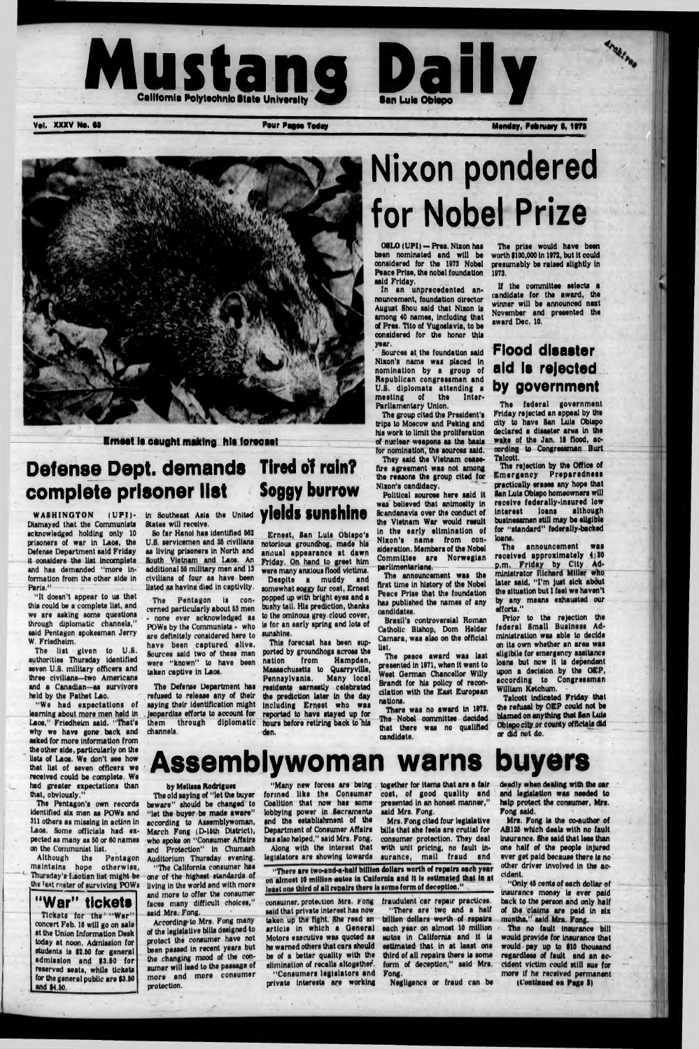# Mustang Daily

California Polytechnic State University · San Luis Obispo

Vol. XXXV No. 63 · Four Pages Today · Monday, February 5, 1973

Ernest is caught making his forecast

# Nixon pondered for Nobel Prize

OSLO (UPI) — Pres. Nixon has been nominated and will be considered for the 1973 Nobel Peace Prize, the nobel foundation said Friday.

In an unprecedented announcement, foundation director August Shou said that Nixon is among 40 names, including that of Pres. Tito of Yugoslavia, to be considered for the honor this year.

Sources at the foundation said Nixon's name was placed in nomination by a group of Republican congressmen and U.S. diplomats attending a meeting of the Inter-Parliamentary Union.

The group cited the President's trips to Moscow and Peking and his work to limit the proliferation of nuclear weapons as the basis for nomination, the sources said.

They said the Vietnam ceasefire agreement was not among the reasons the group cited for Nixon's candidacy.

Political sources here said it was believed that animosity in Scandanavia over the conduct of the Vietnam War would result in the early elimination of Nixon's name from consideration. Members of the Nobel Committee are Norwegian parlimentarians.

The announcement was the first time in history of the Nobel Peace Prize that the foundation has published the names of any candidates.

Brazil's controversial Roman Catholic Bishop, Dom Helder Camara, was also on the official list.

The peace award was last presented in 1971, when it went to West German Chancellor Willy Brandt for his policy of reconciliation with the East European nations.

There was no award in 1972. The Nobel committee decided that there was no qualified candidate.

The prize would have been worth $100,000 in 1972, but it could presumably be raised slightly in 1973.

If the committee selects a candidate for the award, the winner will be announced next November and presented the award Dec. 10.

## Flood disaster aid is rejected by government

The federal government Friday rejected an appeal by the city to have San Luis Obispo declared a disaster area in the wake of the Jan. 18 flood, according to Congressman Burt Talcott.

The rejection by the Office of Emergency Preparedness practically erases any hope that San Luis Obispo homeowners will receive federally-insured low interest loans although businessmen still may be eligible for "standard" federally-backed loans.

The announcement was received approximately 4:30 p.m. Friday by City Administrator Richard Miller who later said, "I'm just sick about the situation but I feel we haven't by any means exhausted our efforts."

Prior to the rejection the federal Small Business Administration was able to decide on its own whether an area was eligible for emergency assitance loans but now it is dependent upon a decision by the OEP, according to Congressman William Ketchum.

Talcott indicated Friday that the refusal by OEP could not be blamed on anything that San Luis Obispo city or county officials did or did not do.

## Defense Dept. demands complete prisoner list

WASHINGTON (UPI)- Dismayed that the Communists acknowledged holding only 10 prisoners of war in Laos, the Defense Department said Friday it considers the list incomplete and has demanded "more information from the other side in Paris."

"It doesn't appear to us that this could be a complete list, and we are asking some questions through diplomatic channels," said Pentagon spokesman Jerry W. Friedheim.

The list given to U.S. authorities Thursday identified seven U.S. military officers and three civilians—two Americans and a Canadian—as survivors held by the Pathet Lao.

"We had expectations of learning about more men held in Laos," Friedheim said. "That's why we have gone back and asked for more information from the other side, particularly on the lists of Laos. We don't see how that list of seven officers we received could be complete. We had greater expectations than that, obviously."

The Pentagon's own records identified six men as POWs and 311 others as missing in action in Laos. Some officials had expected as many as 50 or 60 names on the Communist list.

Although the Pentagon maintains hope otherwise, Thursday's Laotian list might be the last roster of surviving POWs in Southeast Asia the United States will receive.

So far Hanoi has identified 562 U.S. servicemen and 35 civilians as living prisoners in North and South Vietnam and Laos. An additional 55 military men and 13 civilians of four as have been listed as having died in captivity.

The Pentagon is concerned particularly about 53 men - none ever acknowledged as POWs by the Communists - who are definitely considered here to have been captured alive. Sources said two of these men were "known" to have been taken captive in Laos.

The Defense Department has refused to release any of their saying their identification might jeopardize efforts to account for them through diplomatic channels.

## Tired of rain? Soggy burrow yields sunshine

Ernest, San Luis Obispo's notorious groundhog, made his annual appearance at dawn Friday. On hand to greet him were many anxious flood victims.

Despite a muddy and somewhat soggy fur coat, Ernest popped up with bright eyes and a bushy tail. His prediction, thanks to the ominous grey cloud cover, is for an early spring and lots of sunshine.

This forecast has been supported by groundhogs across the nation from Hampden, Massachusetts to Quarryville, Pennsylvania. Many local residents earnestly celebrated the prediction later in the day including Ernest who was reported to have stayed up for hours before retiring back to his den.

## "War" tickets

Tickets for the "War" concert Feb. 16 will go on sale at the Union Information Desk today at noon. Admission for students is $2.50 for general admission and $3.50 for reserved seats, while tickets for the general public are $3.50 and $4.50.

# Assemblywoman warns buyers

by Melissa Rodrigues

The old saying of "let the buyer beware" should be changed to "let the buyer be made aware" according to Assemblywoman, March Fong (D-15th District), who spoke on "Consumer Affairs and Protection" in Chumash Auditorium Thursday evening.

"The California consumer has one of the highest standards of living in the world and with more and more to offer the consumer faces many difficult choices," said Mrs. Fong.

According to Mrs. Fong many of the legislative bills designed to protect the consumer have not been passed in recent years but the changing mood of the consumer will lead to the passage of more and more consumer protection.

"Many new forces are being formed like the Consumer Coalition that now has some lobbying power in Sacramento and the establishment of the Department of Consumer Affairs has also helped," said Mrs. Fong.

Along with the interest that legislators are showing towards consumer protection Mrs. Fong said that private interest has now taken up the fight. She read an article in which a General Motors executive was quoted as he warned others that cars should be of a better quality with the elimination of recalls altogether.

"Consumers legislators and private interests are working together for items that are a fair cost, of good quality and presented in an honest manner," said Mrs. Fong.

Mrs. Fong cited four legislative bills that she feels are crucial for consumer protection. They deal with unit pricing, no fault insurance, mail fraud and fraudulent car repair practices.

**"There are two-and-a-half billion dollars worth of repairs each year on almost 10 million autos in California and it is estimated that in at least one third of all repairs there is some form of deception."**

"There are two and a half billion dollars worth of repairs each year on almost 10 million autos in California and it is estimated that in at least one third of all repairs there is some form of deception," said Mrs. Fong.

Negligence or fraud can be deadly when dealing with the car and legislation was needed to help protect the consumer, Mrs. Fong said.

Mrs. Fong is the co-author of AB125 which deals with no fault insurance. She said that less than one half of the people injured ever get paid because there is no other driver involved in the accident.

"Only 45 cents of each dollar of insurance money is ever paid back to the person and only half of the claims are paid in six months," said Mrs. Fong.

The no fault insurance bill would provide for insurance that would pay up to $10 thousand regardless of fault and an accident victim could still sue for more if he received permanent

(Continued on Page 3)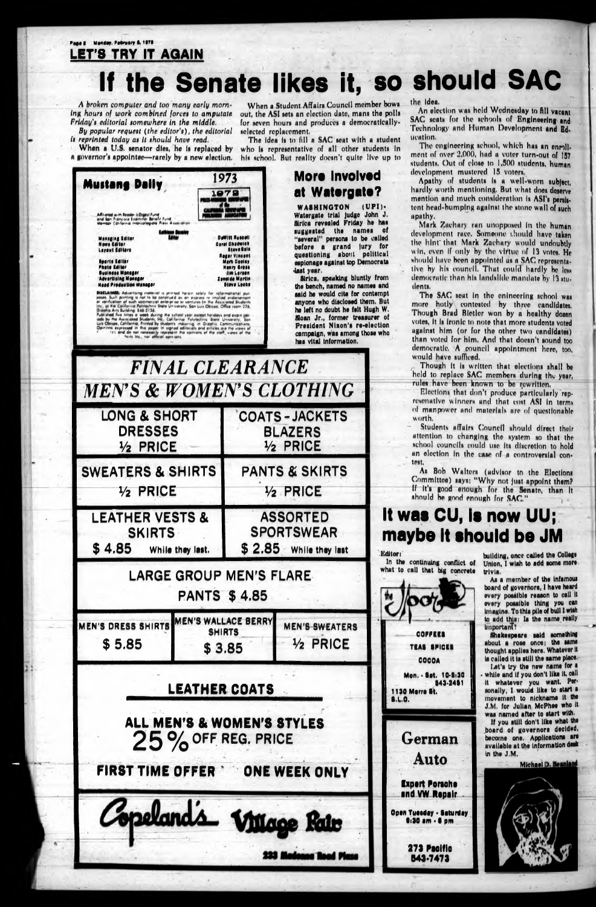## LET'S TRY IT AGAIN

# If the Senate likes it, so should SAC

*A broken computer and too many early morning hours of work combined forces to amputate Friday's editorial somewhere in the middle.*

*By popular request (the editor's), the editorial is reprinted today as it should have read.*

When a U.S. senator dies, he is replaced by a governor's appointee—rarely by a new election. When a Student Affairs Council member bows out, the ASI sets an election date, mans the polls for seven hours and produces a democratically-selected replacement.

The idea is to fill a SAC seat with a student who is representative of all other students in his school. But reality doesn't quite live up to the idea.

An election was held Wednesday to fill vacant SAC seats for the schools of Engineering and Technology and Human Development and Education.

The engineering school, which has an enrollment of over 2,000, had a voter turn-out of 157 students. Out of close to 1,500 students, human development mustered 15 voters.

Apathy of students is a well-worn subject, hardly worth mentioning. But what does deserve mention and much consideration is ASI's persistent head-bumping against the stone wall of such apathy.

Mark Zachary ran unopposed in the human development race. Someone should have taken the hint that Mark Zachary would undoubtly win, even if only by the virtue of 13 votes. He should have been appointed as a SAC representative by his council. That could hardly be less democratic than his landslide mandate by 13 students.

The SAC seat in the enineering school was more hotly contested by three candidates. Though Brad Bietler won by a healthy dozen votes, it is ironic to note that more students voted against him (or for the other two candidates) than voted for him. And that doesn't sound too democratic. A council appointment here, too, would have sufficed.

Though it is written that elections shall be held to replace SAC members during the year, rules have been known to be rewritten.

Elections that don't produce particularly representative winners and that cost ASI in terms of manpower and materials are of questionable worth.

Students affairs Council should direct their attention to changing the system so that the school councils could use its discretion to hold an election in the case of a controversial contest.

As Bob Walters (advisor to the Elections Committee) says: "Why not just appoint them? If it's good enough for the Senate, than it should be good enough for SAC."

**Mustang Daily** 1973

Affiliated with Reader's Digest Fund and San Francisco Examiner Benefit Fund. Member California Intercollegiate Press Association

Kathleen Bowley, Editor

Managing Editor — DeWitt Russell
News Editor — Carol Chadwick
Layout Editors — Steve Sale, Roger Vincent
Sports Editor — Mark Cooley
Photo Editor — Henry Groas
Business Manager — Jim Larsen
Advertising Manager — Zenaida Martin
Head Production Manager — Steve Locke

DISCLAIMER: Advertising material is printed herein solely for informational purposes. Such printing is not to be construed as an express or implied endorsement or verification of such commercial enterprises or ventures by the Associated Students, Inc., or the California Polytechnic State University, San Luis Obispo. Office room 226, Graphic Arts Building. 546-2136.

Published five times a week during the school year except holidays and exam periods by the Associated Students, Inc., California Polytechnic State University, San Luis Obispo, California. Printed by students majoring in Graphic Communications. Opinions expressed in this paper in signed editorials and articles are the views of the writers and do not necessarily represent the opinions of the staff, views of the Associated Students, Inc., nor official opinions.

## More involved at Watergate?

WASHINGTON (UPI)- Watergate trial judge John J. Sirica revealed Friday he has suggested the names of "several" persons to be called before a grand jury for questioning about political espionage against top Democrats last year.

Sirica, speaking bluntly from the bench, named no names and said he would cite for contempt anyone who disclosed them. But he left no doubt he felt Hugh W. Sloan Jr., former treasurer of President Nixon's re-election campaign, was among those who has vital information.

## FINAL CLEARANCE MEN'S & WOMEN'S CLOTHING

| | |
|---|---|
| LONG & SHORT DRESSES ½ PRICE | COATS - JACKETS BLAZERS ½ PRICE |
| SWEATERS & SHIRTS ½ PRICE | PANTS & SKIRTS ½ PRICE |
| LEATHER VESTS & SKIRTS $4.85 While they last. | ASSORTED SPORTSWEAR $2.85 While they last |

LARGE GROUP MEN'S FLARE PANTS $4.85

| MEN'S DRESS SHIRTS | MEN'S WALLACE BERRY SHIRTS | MEN'S SWEATERS |
|---|---|---|
| $5.85 | $3.85 | ½ PRICE |

**LEATHER COATS**

ALL MEN'S & WOMEN'S STYLES 25% OFF REG. PRICE

FIRST TIME OFFER — ONE WEEK ONLY

Copeland's Village Fair
233 Madonna Road Plaza

## It was CU, is now UU; maybe it should be JM

Editor:

In the continuing conflict of what to call that big concrete building, once called the College Union, I wish to add some more trivia.

As a member of the infamous board of governors, I have heard every possible reason to call it every possible thing you can imagine. To this pile of bull I wish to add this: Is the name really important?

Shakespeare said something about a rose once; the same thought applies here. Whatever it is called it is still the same place.

Let's try the new name for a while and if you don't like it, call it whatever you want. Personally, I would like to start a movement to nickname it the J.M. for Julian McPhee who it was named after to start with.

If you still don't like what the board of governors decided, become one. Applications are available at the information desk in the J.M.

Michael D. Beanland

the Joint

COFFEES
TEAS SPICES
COCOA

Mon. - Sat. 10-5:30
543-2461
1130 Morro St.
S.L.O.

German Auto

Expert Porsche and VW Repair

Open Tuesday - Saturday
8:30 am - 6 pm

273 Pacific
543-7473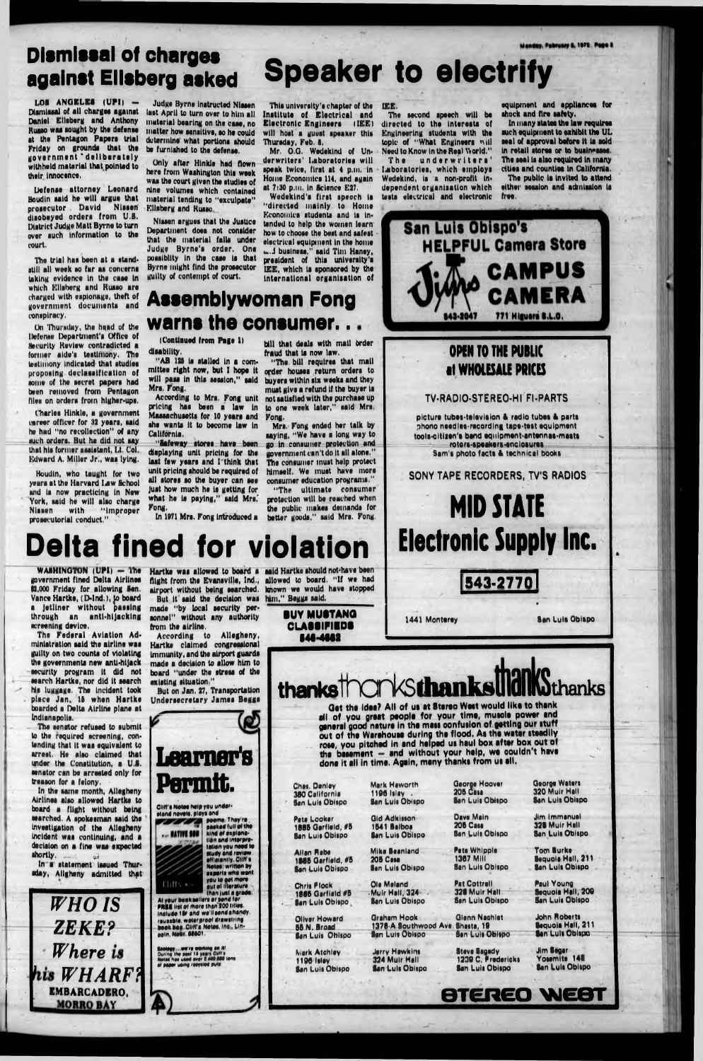## Dismissal of charges against Ellsberg asked

LOS ANGELES (UPI) — Dismissal of all charges against Daniel Ellsberg and Anthony Russo was sought by the defense at the Pentagon Papers trial Friday on grounds that the government "deliberately withheld material that pointed to their innocence.

Defense attorney Leonard Boudin said he will argue that prosecutor David Nissen disobeyed orders from U.S. District Judge Matt Byrne to turn over such information to the court.

The trial has been at a standstill all week so far as concerns taking evidence in the case in which Ellsberg and Russo are charged with espionage, theft of government documents and conspiracy.

On Thursday, the head of the Defense Department's Office of Security Review contradicted a former aide's testimony. The testimony indicated that studies proposing declassification of some of the secret papers had been removed from Pentagon files on orders from higher-ups.

Charles Hinkle, a government career officer for 32 years, said he had "no recollection" of any such orders. But he did not say that his former assistant, Lt. Col. Edward A. Miller Jr., was lying.

Boudin, who taught for two years at the Harvard Law School and is now practicing in New York, said he will also charge Nissen with "improper prosecutorial conduct."

Judge Byrne instructed Nissen last April to turn over to him all material bearing on the case, no matter how sensitive, so he could determine what portions should be furnished to the defense.

Only after Hinkle had flown here from Washington this week was the court given the studies of nine volumes which contained material tending to "exculpate" Ellsberg and Russo.

Nissen argues that the Justice Department does not consider that the material falls under Judge Byrne's order. One possibility in the case is that Byrne might find the prosecutor guilty of contempt of court.

## Speaker to electrify

This university's chapter of the Institute of Electrical and Electronic Engineers (IEEE) will host a guest speaker this Thursday, Feb. 8.

Mr. O.G. Wedekind of Underwriters' Laboratories will speak twice, first at 4 p.m. in Home Economics 114, and again at 7:30 p.m. in Science E27.

Wedekind's first speech is "directed mainly to Home Economics students and is intended to help the women learn how to choose the best and safest electrical equipment in the home and business," said Tim Haney, president of this university's IEE, which is sponsored by the international organization of IEE.

The second speech will be directed to the interests of Engineering students with the topic of "What Engineers will Need to Know in the Real World."

The underwriters' Laboratories, which employs Wedekind, is a non-profit independent organization which tests electrical and electronic equipment and appliances for shock and fire safety.

In many states the law requires such equipment to exhibit the UL seal of approval before it is sold in retail stores or to businesses. The seal is also required in many cities and counties in California.

The public is invited to attend either session and admission is free.

## Assemblywoman Fong warns the consumer. . .

(Continued from Page 1)

disability.

"AB 125 is stalled in a committee right now, but I hope it will pass in this session," said Mrs. Fong.

According to Mrs. Fong unit pricing has been a law in Massachusetts for 10 years and she wants it to become law in California.

"Safeway stores have been displaying unit pricing for the last few years and I think that unit pricing should be required of all stores so the buyer can see just how much he is getting for what he is paying," said Mrs. Fong.

In 1971 Mrs. Fong introduced a bill that deals with mail order fraud that is now law.

"The bill requires that mail order houses return orders to buyers within six weeks and they must give a refund if the buyer is not satisfied with the purchase up to one week later," said Mrs. Fong.

Mrs. Fong ended her talk by saying, "We have a long way to go in consumer protection and government can't do it all alone." The consumer must help protect himself. We must have more consumer education programs."

"The ultimate consumer protection will be reached when the public makes demands for better goods," said Mrs. Fong.

## Delta fined for violation

WASHINGTON (UPI) — The government fined Delta Airlines $2,000 Friday for allowing Sen. Vance Hartke, (D-Ind.), to board a jetliner without passing through an anti-hijacking screening device.

The Federal Aviation Administration said the airline was guilty on two counts of violating the governments new anti-hijack security program it did not search Hartke, nor did it search his luggage. The incident took place Jan. 15 when Hartke boarded a Delta Airline plane at Indianapolis.

The senator refused to submit to the required screening, contending that it was equivalent to arrest. He also claimed that under the Constitution, a U.S. senator can be arrested only for treason or a felony.

In the same month, Allegheny Airlines also allowed Hartke to board a flight without being searched. A spokesman said the investigation of the Allegheny incident was continuing, and a decision on a fine was expected shortly.

In a statement issued Thursday, Allegheny admitted that Hartke was allowed to board a flight from the Evansville, Ind., airport without being searched.

But it said the decision was made "by local security personnel" without any authority from the airline.

According to Allegheny, Hartke claimed congressional immunity, and the airport guards made a decision to allow him to board "under the stress of the existing situation."

But on Jan. 27, Transportation Undersecretary James Beggs said Hartke should not have been allowed to board. "If we had known we would have stopped him," Beggs said.

**BUY MUSTANG CLASSIFIEDS 546-4662**

**WHO IS ZEKE? Where is his WHARF?**
EMBARCADERO, MORRO BAY

**Learner's Permit.**

Cliff's Notes help you understand novels, plays and poems. They're packed full of the kind of explanation and interpretation you need to study and review efficiently. Cliff's Notes: written by experts who want you to get more out of literature than just a grade.

At your booksellers or send for FREE list of more than 200 titles. Include 15¢ and we'll send a handy, reusable, waterproof drawstring book bag. Cliff's Notes, Inc., Lincoln, Nebr. 68501.

Ecology... we're working on it! During the past 14 years Cliff's Notes has used over 7,000,000 tons of paper using recycled pulp.

**San Luis Obispo's HELPFUL Camera Store**
**CAMPUS CAMERA**
543-2047 — 771 Higuera S.L.O.

**OPEN TO THE PUBLIC at WHOLESALE PRICES**

TV-RADIO-STEREO-HI FI-PARTS

picture tubes-television & radio tubes & parts
phono needles-recording tape-test equipment
tools-citizen's band equipment-antennas-masts
rotors-speakers-enclosures
Sam's photo facts & technical books

SONY TAPE RECORDERS, TV'S RADIOS

**MID STATE Electronic Supply Inc.**

543-2770

1441 Monterey — San Luis Obispo

**thanks thanks thanks thanks thanks**

Get the idea? All of us at Stereo West would like to thank all of you great people for your time, muscle power and general good nature in the mass confusion of getting our stuff out of the Warehouse during the flood. As the water steadily rose, you pitched in and helped us haul box after box out of the basement — and without your help, we couldn't have done it all in time. Again, many thanks from us all.

| | | | |
|---|---|---|---|
| Chas. Denley<br>380 California<br>San Luis Obispo | Mark Haworth<br>1196 Islay<br>San Luis Obispo | George Hoover<br>205 Casa<br>San Luis Obispo | George Waters<br>320 Muir Hall<br>San Luis Obispo |
| Pete Looker<br>1885 Garfield, #5<br>San Luis Obispo | Gid Adkisson<br>1541 Balboa<br>San Luis Obispo | Dave Main<br>205 Casa<br>San Luis Obispo | Jim Immanuel<br>328 Muir Hall<br>San Luis Obispo |
| Allan Rabe<br>1885 Garfield, #5<br>San Luis Obispo | Mike Beaniand<br>205 Casa<br>San Luis Obispo | Pete Whipple<br>1367 Mill<br>San Luis Obispo | Tom Burke<br>Sequoia Hall, 211<br>San Luis Obispo |
| Chris Flock<br>1885 Garfield #5<br>San Luis Obispo | Ole Meland<br>Muir Hall, 324<br>San Luis Obispo | Pat Cottrell<br>328 Muir Hall<br>San Luis Obispo | Paul Young<br>Sequoia Hall, 209<br>San Luis Obispo |
| Oliver Howard<br>55 N. Broad<br>San Luis Obispo | Graham Hook<br>1378-A Southwood Ave.<br>San Luis Obispo | Glenn Nachlet<br>Shasta, 19<br>San Luis Obispo | John Roberts<br>Sequoia Hall, 211<br>San Luis Obispo |
| Mark Atchley<br>1196 Islay<br>San Luis Obispo | Jerry Hawkins<br>324 Muir Hall<br>San Luis Obispo | Steve Sagady<br>1239 C. Fredericks<br>San Luis Obispo | Jim Segar<br>Yosemite 148<br>San Luis Obispo |

**STEREO WEST**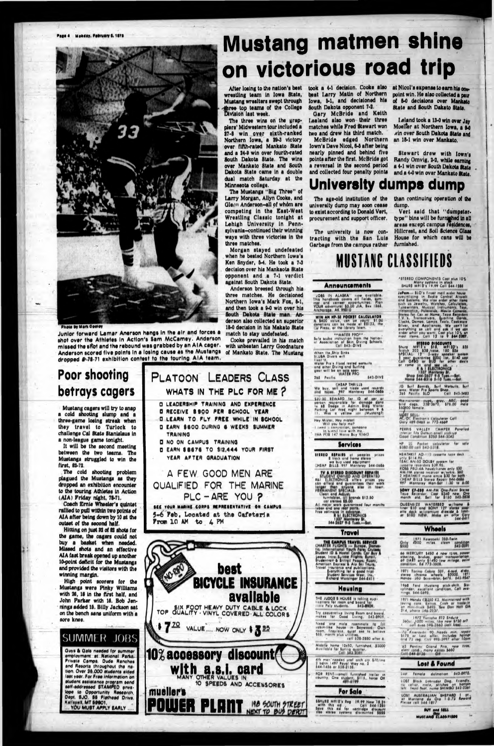# Mustang matmen shine on victorious road trip

After losing to the nation's best wrestling team in Iowa State, Mustang wrestlers swept through three top teams of the College Division last week.

The three wins on the grapplers' Midwestern tour included a 27-8 win over sixth-ranked Northern Iowa, a 39-3 victory over fifth-rated Mankato State and a 24-9 win over fourth-rated South Dakota State. The wins over Mankato State and South Dakota State came in a double dual match Saturday at the Minnesota college.

The Mustangs "Big Three" of Larry Morgan, Allyn Cooke, and Glenn Anderson—all of whom are competing in the East-West Wrestling Classic tonight at Lehigh University in Pennsylvania—continued their winning ways with three victories in the three matches.

Morgan stayed undefeated when he bested Northern Iowa's Ken Snyder, 8-4. He took a 7-3 decision over his Mankato State opponent and a 7-1 verdict against South Dakota State.

Anderson breezed through his three matches. He decisioned Northern Iowa's Mark Fox, 8-1, and then took a 9-0 win over his South Dakota State man. Anderson also collected an superior 18-0 decision in his Makato State match to stay undefeated.

Cooke prevailed in his match with unbeaten Larry Goodnature of Mankato State. The Mustang took a 4-1 decision. Cooke also beat Larry Matin of Northern Iowa, 5-1, and decisioned his South Dakota opponent 7-2.

Gary McBride and Keith Leland also won their three matches while Fred Stewart won two and drew his third match.

McBride edged Northern Iowa's Dave Nicol, 6-5 after being nearly pinned and behind five points after the first. McBride got a reversal in the second period and collected four penalty points at Nicol's expense to earn his one-point win. He also collected a pair of 8-0 decisions over Mankato State and South Dakota State.

Leland took a 13-0 win over Jay Moeller at Northern Iowa, a 9-0 win over South Dakota State and an 18-1 win over Mankato.

Stewart drew with Iowa's Randy Omvig, 2-2, while earning a 4-1 win over South Dakota State and a 4-0 win over Mankato State.

Photo by Mark Ceeley

Junior forward Lamar Anerson hangs in the air and forces a shot over the Athletes in Action's Sam McCamey. Anderson missed the shot and the rebound was grabbed by an AIA cager. Anderson scored five points in a losing cause as the Mustangs dropped a 78-71 exhibition contest to the touring AIA team.

## University dumps dump

The age-old institution of the university dump may soon cease to exist according to Donald Vert, procurement and support officer.

The university is now contracting with the San Luis Garbage from the campus rather than continuing operation of the dump.

Vert said that "dumpster-type" bins will be furnished in all areas except campus residences, Hillcrest, and Soil Science Glass House for which cans will be furnished.

## Poor shooting betrays cagers

Mustang cagers will try to snap a cold shooting slump and a three-game losing streak when they travel to Turlock to challenge Cal State Stanislaus in a non-league game tonight.

It will be the second meeting between the two teams. The Mustangs struggled to win the first, 82-72.

The cold shooting problem plagued the Mustangs as they dropped an exhibition encounter to the touring Athletes in Action (AIA) Friday night, 78-71.

Coach Ernie Wheeler's quintet rallied to pull within two points of AIA after being down by 10 at the outset of the second half.

Hitting on just 32 of 82 shots for the game, the cagers could not buy a basket when needed. Missed shots and an effective AIA fast break opened up another 10-point deficit for the Mustangs and provided the visitors with the winning margin.

High point scorers for the Mustangs were Pinky Williams with 26, 16 in the first half, and John Parker with 16. Bob Jennings added 15. Billy Jackson sat on the bench sans uniform with a sore knee.

### SUMMER JOBS

Guys & Gals needed for summer employment at National Parks, Private Camps, Dude Ranches and Resorts throughout the nation. Over 28,000 students aided last year. For Free information on student assistance program send self-addressed STAMPED envelope to Opportunity Research, Dept. SJO, 55 Flathead Drive, Kalispell, MT 59901. ... YOU MUST APPLY EARLY ...

### PLATOON LEADERS CLASS
WHATS IN THE PLC FOR ME ?

- LEADERSHIP TRAINING AND EXPERIENCE
- RECEIVE $900 PER SCHOOL YEAR
- LEARN TO FLY FREE WHILE IN SCHOOL
- EARN $600 DURING 6 WEEKS SUMMER TRAINING
- NO ON CAMPUS TRAINING
- EARN $8676 TO $12,444 YOUR FIRST YEAR AFTER GRADUATION

A FEW GOOD MEN ARE QUALIFIED FOR THE MARINE PLC – ARE YOU ?

SEE YOUR MARINE CORPS REPRESENTATIVE ON CAMPUS
5-6 Feb. Located at the Cafeteria From 10 AM to 4 PM

### best BICYCLE INSURANCE available

SIX FOOT HEAVY DUTY CABLE & LOCK
TOP QUALITY · VINYL COVERED · ALL COLORS
$7.20 VALUE.... NOW ONLY $3.25

10% accessory discount with a.s.i. card
MANY OTHER VALUES IN 10 SPEEDS AND ACCESSORIES

mueller's POWER PLANT 118 SOUTH STREET NEXT TO BUS DEPOT

# MUSTANG CLASSIFIEDS

### Announcements

JOBS IN ALASKA now available. This handbook covers all fields, summer and career opportunities. Plan YOUR adventure! $3.00 JIA, Box 1565, Anchorage, AK 99510

WIN AN HP-35 POCKET CALCULATOR A $400 value, can be yours. $1.00 donations can be made at EE123, the CU Plaza, or the library lawn.

**WATER PRO** Scuba scuba instruction from the National Association of Skin Diving Schools. Call 543-DIVE

When the Ship Sinks SCUBA Divers will float!! Water Pro s Flood tested wetsuits and other Diving and Surfing gear will be on sale soon. WATER PRO 288 Pacific 543-DIVE

CHEAP THRILLS We buy, sell and trade used records and tapes. 997 Monterey 544-0686

$20.00 REWARD for ID of car or person responsible for damage done to 68 Dodge in Admin Bldg Visitor Parking Lot Wed night between 9 & 11. Was a yellow car (Mustang?)

Hey Mister, Hey mister! Will you help me? I need a companion, someone to spend time with me. PMA POB 147 Morro Bay 93442

### Services

STEREO REPAIRS at peoples prices 8 track and home stereo we buy used equipment CHEAP BILLS 997 Monterey 544-0686

TV & STEREO DISCOUNT REPAIRS STUDENT OWNED AND OPERATED R&I ELECTRONICS offers prices you can afford and guarantees their work longer than anyone else in town. PERMANENT SPECIALS: Clean and Adjust turntables, all brands $12.50 car stereos $8.00 All major work guaranteed four months labor and one year parts. Free estimates in advance. R&I ELECTRONICS 1337 Monterey St. 544-2627 9-5 Tues.—Sat.

### Travel

THE CAMPUS TRAVEL SERVICE CHARTER FLIGHTS — Europe, Domestic, International Youth Fare, Quotes, Student ID & Hostel Cards, Car Buy & Lease, Inter-Europe Flights, Eurail, Studentrail & Britrail Passes, Kuoni, American Express & Alp Ski Tours, Travel insurance and publications. Everything for a good trip! Student Services West, Inc. Richard Worsinger 544-6411

### Housing

THE JUDGE'S HOUSE is taking applications for room and board for Cal Poly students. 543-8909.

Try cooperative living Room and board makes for Good Living. 543-8909.

Need one male roommate to fill cabin-like house in Baywood. Own room, fireplace, quiet sea to believe $85 month plus utilities. call 528-2880 after 6

Mobile home 10x50, furnished, $3000 Available for Spring quarter. Call 543-2591

4th man needed pref arch crp $70/mo 2 bdrm 1497 Royal Way no. 3 544-1456 or 528-2138.

FOR RENT—small furnished trailer in country. One student, $115, horse OK 489-6199

### For Sale

SHURE M91E's Reg. 19.99 Now 18.99 with this ad. Call 544-1386 Save this ad for cartridge discount also stereo systems discounted $$$$

*STEREO COMPONENTS Cost plus 10% Many systems in stock SHURE M91E's 19.99 Call 544-1386

JePam— SLO's finest mail order house specializing in Radio Control Aircraft and Systems. We also order other items such as Jewelry, Watches, Calculators, Typewriters, Musical Instruments, Toys, Hobby supplies, Polaroids, Movie Cameras, Stereo for Car or Home, Tape Recorders, T.V.s, Transceivers, Sporting Goods, Clocks, Games, Lamps, Tools, Cookware, Silver, and Appliances. We can't list everything so call and ask if we can order what you want. Cost plus 10% on most items. Call 12 to 9 544-2907

STEREO DISCOUNTS Shure M91ED $16, M91ED $20 Scotch 203 $38/case, 150 $36 SPECIAL: 12" 3-way speaker system 5 year guarantee $300 list, $140 pair Call OPSO or SLO for other deals or come in and see R&I ELECTRONICS 1337 Monterey St. Shop 544-2627 9-5 Tues.—Sat. Home 544-8310 5-10 Tues.—Sat.

10 Surf Boards, Surf Wetsuits, Surf wax. Water Pro Sports Shop 288 Pacific SLO Call 543-3483

Weimaraner pups, grey, AKC, good bird dogs. 238-3670. $75.00 male $50.00 female

MUST SELL! HP-35 Electronic Calculator Call Gary 489-0665 or 773-4669

FERRIS VALLEY CAMPER Paneled interior fits Datsun small pickup Good Condition $250 544-3042

HP 35 Pocket calculator for sale $380.00 call 543-5318

HEATHKIT AD-110 cassette tape deck only $114.95 TEAC AN-50 DOLBY system for cassette recorders $39.95 KOSS PRO-4A headphones only $30 AM-FM stereo receiver w/ turntable $60 2 HEATHKIT mono amps $30 for both CHEAP BILLS Stereo Repair Dept. 997 Monterey Mon-Sat 1:30 to 6:00

SONY CF-550 AM-FM One-Point Stereo Tape Player and Recorder. Used one month old. Sell for $180 543-2828

QUEENSIZE WATERBED w/ frame & liner $10 and SONY 177 stereo cassette deck w/ chromium dioxide & limiter $180 NEW. Make an offer. Call 544-4411

### Wheels

1971 Kawasaki 350-Twin Only 2500 miles, clean condition $550 Call 543-2091

66 MERCURY $450 4 new tires, power steering, brakes, great transportation. 69 DART only $1450 low mileage, good condition. Ed 772-3608.

1971 Torino Cobra 351, 4-spd, disks, new chrome wheels, $2000. 1971 Honda 350 Scrambler, $475 543-4567

1968 Ford Mustang stick-shift, 8-cylinder, excellent condition. Call evenings. 544-5695

1971 Honda CB350 K3. Maintained with loving care. $375. Cash or trade for an mini-truck. $495. See Don Hall GA 214, phone 546-2037.

1972 Yamaha 812 Enduro 360cc 1000 miles, like new $730 or? call Evan 544-2563 (will trade)

'70 Kawasaki 90 Needs min. repair $175 or best offer. Includes helmet and 73 tag. Call 995-2097 after 10pm

'63 Pontiac Grand Prix, new tires, slant cond., many extras $660 Call 544-0139

### Lost & Found

Lost Female dalmatian 543-0970.

LOST: Black Labrador Dog. Friendly, flea collar, male, stitches on bottom left. (mut) Reward name SHIMBO 543-2561

LOST AUSTRALIAN SHEPARD 1 yr. at Montana de Oro 1-8-75 Reward Please call 546-1817

BUY and SELL thru MUSTANG CLASSIFIEDS